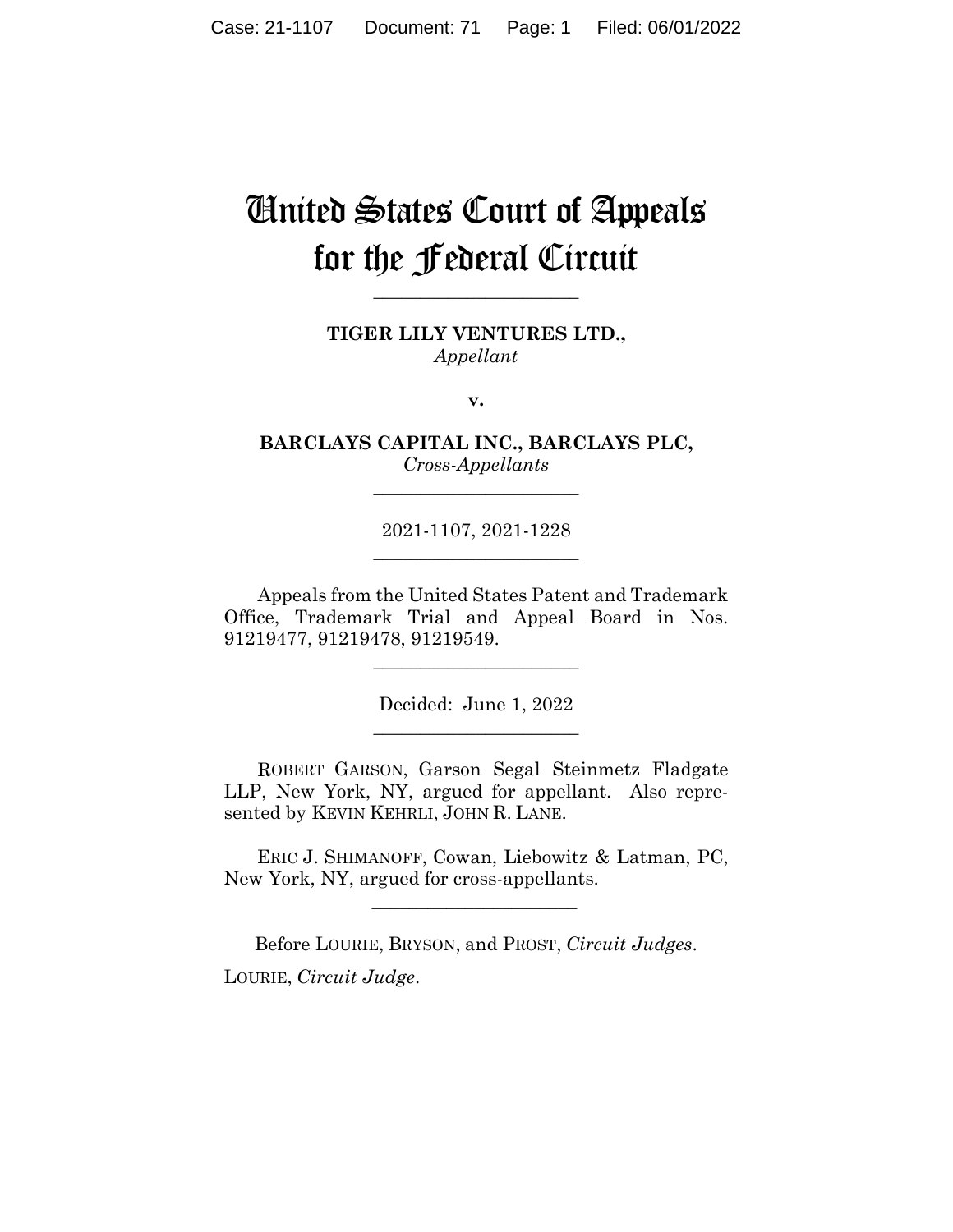# United States Court of Appeals for the Federal Circuit

______________________

**TIGER LILY VENTURES LTD.,**
*Appellant*

**v.**

**BARCLAYS CAPITAL INC., BARCLAYS PLC,**
*Cross-Appellants*

______________________

2021-1107, 2021-1228

______________________

Appeals from the United States Patent and Trademark Office, Trademark Trial and Appeal Board in Nos. 91219477, 91219478, 91219549.

______________________

Decided: June 1, 2022

______________________

ROBERT GARSON, Garson Segal Steinmetz Fladgate LLP, New York, NY, argued for appellant. Also represented by KEVIN KEHRLI, JOHN R. LANE.

ERIC J. SHIMANOFF, Cowan, Liebowitz & Latman, PC, New York, NY, argued for cross-appellants.

______________________

Before LOURIE, BRYSON, and PROST, *Circuit Judges*.

LOURIE, *Circuit Judge*.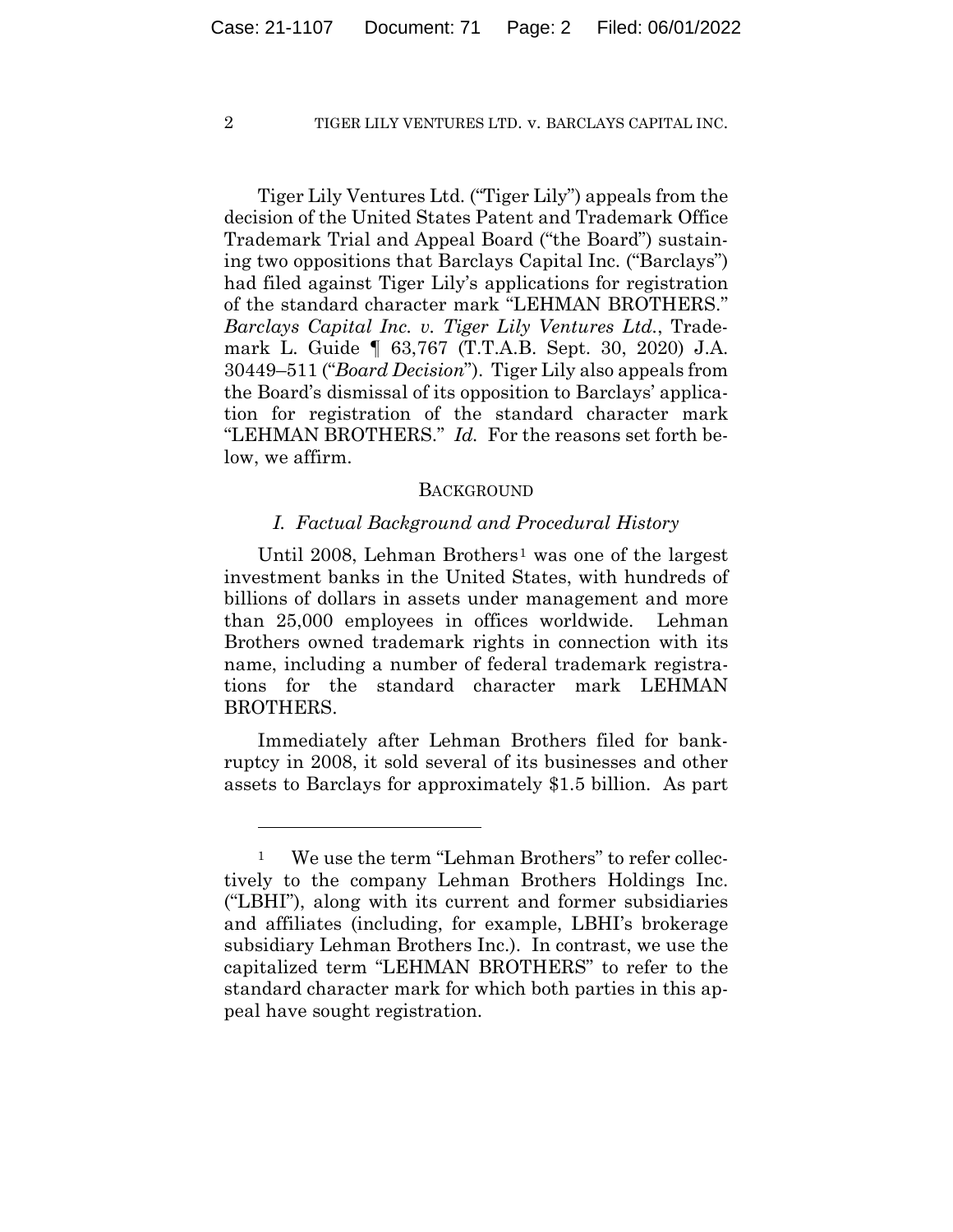Tiger Lily Ventures Ltd. ("Tiger Lily") appeals from the decision of the United States Patent and Trademark Office Trademark Trial and Appeal Board ("the Board") sustaining two oppositions that Barclays Capital Inc. ("Barclays") had filed against Tiger Lily's applications for registration of the standard character mark "LEHMAN BROTHERS." *Barclays Capital Inc. v. Tiger Lily Ventures Ltd.*, Trademark L. Guide ¶ 63,767 (T.T.A.B. Sept. 30, 2020) J.A. 30449–511 ("*Board Decision*"). Tiger Lily also appeals from the Board's dismissal of its opposition to Barclays' application for registration of the standard character mark "LEHMAN BROTHERS." *Id.* For the reasons set forth below, we affirm.

## BACKGROUND

### *I. Factual Background and Procedural History*

Until 2008, Lehman Brothers[1] was one of the largest investment banks in the United States, with hundreds of billions of dollars in assets under management and more than 25,000 employees in offices worldwide. Lehman Brothers owned trademark rights in connection with its name, including a number of federal trademark registrations for the standard character mark LEHMAN BROTHERS.

Immediately after Lehman Brothers filed for bankruptcy in 2008, it sold several of its businesses and other assets to Barclays for approximately $1.5 billion. As part

---

[1] We use the term "Lehman Brothers" to refer collectively to the company Lehman Brothers Holdings Inc. ("LBHI"), along with its current and former subsidiaries and affiliates (including, for example, LBHI's brokerage subsidiary Lehman Brothers Inc.). In contrast, we use the capitalized term "LEHMAN BROTHERS" to refer to the standard character mark for which both parties in this appeal have sought registration.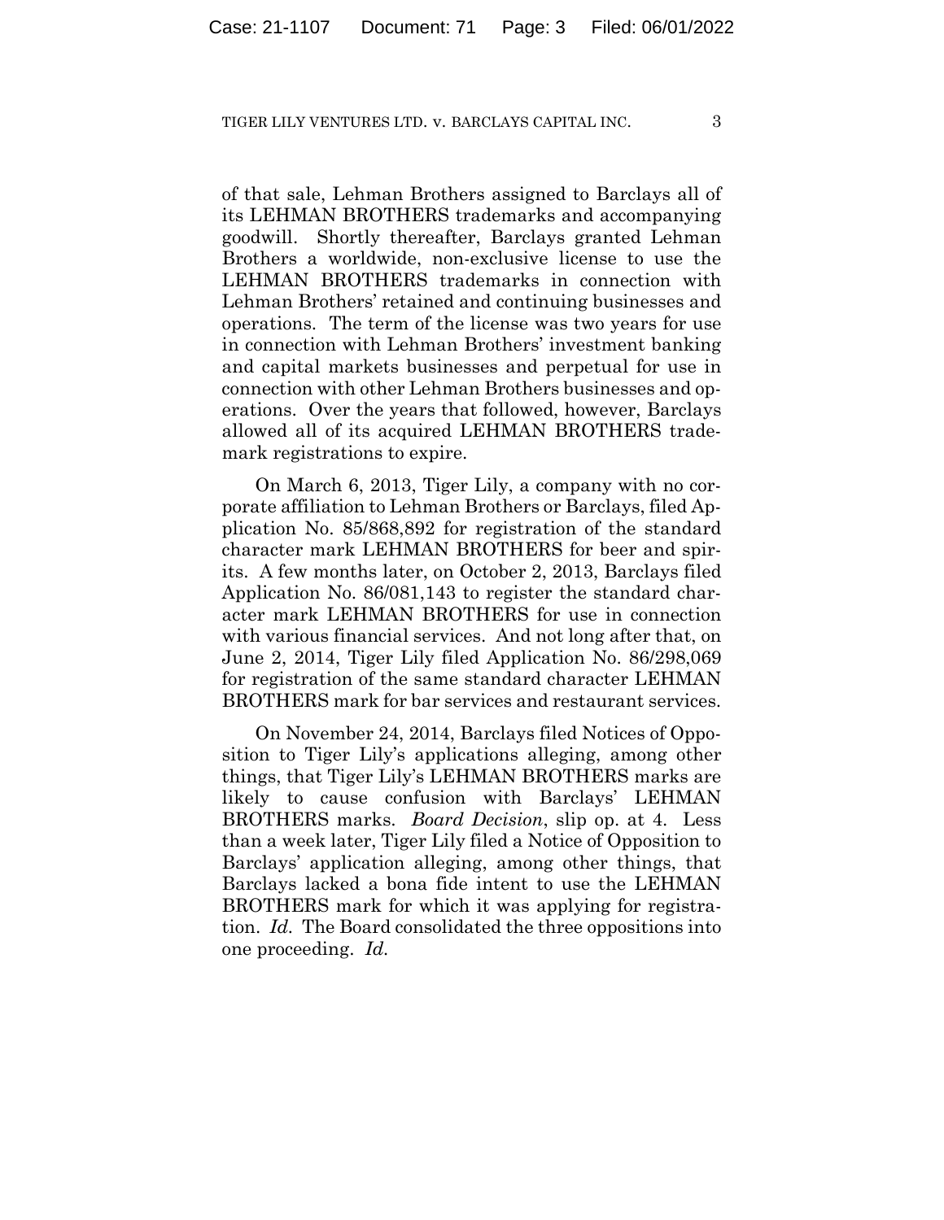of that sale, Lehman Brothers assigned to Barclays all of its LEHMAN BROTHERS trademarks and accompanying goodwill. Shortly thereafter, Barclays granted Lehman Brothers a worldwide, non-exclusive license to use the LEHMAN BROTHERS trademarks in connection with Lehman Brothers' retained and continuing businesses and operations. The term of the license was two years for use in connection with Lehman Brothers' investment banking and capital markets businesses and perpetual for use in connection with other Lehman Brothers businesses and operations. Over the years that followed, however, Barclays allowed all of its acquired LEHMAN BROTHERS trademark registrations to expire.

On March 6, 2013, Tiger Lily, a company with no corporate affiliation to Lehman Brothers or Barclays, filed Application No. 85/868,892 for registration of the standard character mark LEHMAN BROTHERS for beer and spirits. A few months later, on October 2, 2013, Barclays filed Application No. 86/081,143 to register the standard character mark LEHMAN BROTHERS for use in connection with various financial services. And not long after that, on June 2, 2014, Tiger Lily filed Application No. 86/298,069 for registration of the same standard character LEHMAN BROTHERS mark for bar services and restaurant services.

On November 24, 2014, Barclays filed Notices of Opposition to Tiger Lily's applications alleging, among other things, that Tiger Lily's LEHMAN BROTHERS marks are likely to cause confusion with Barclays' LEHMAN BROTHERS marks. *Board Decision*, slip op. at 4. Less than a week later, Tiger Lily filed a Notice of Opposition to Barclays' application alleging, among other things, that Barclays lacked a bona fide intent to use the LEHMAN BROTHERS mark for which it was applying for registration. *Id.* The Board consolidated the three oppositions into one proceeding. *Id.*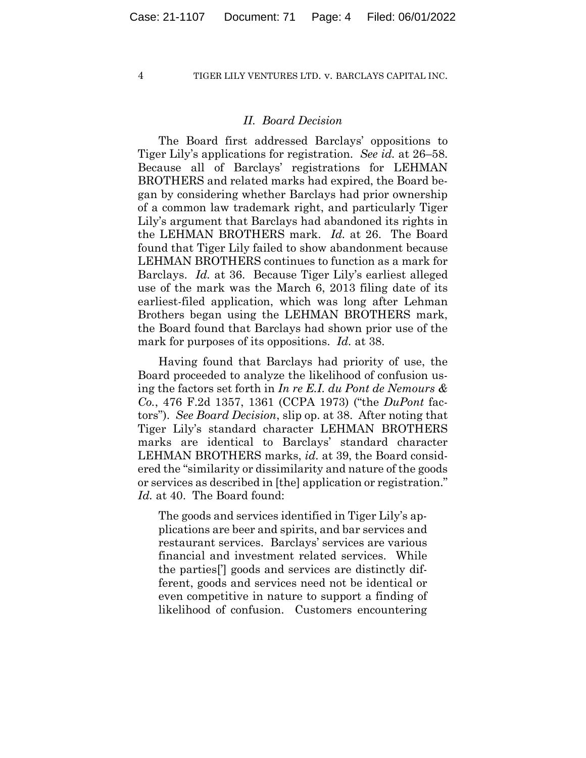## *II. Board Decision*

The Board first addressed Barclays' oppositions to Tiger Lily's applications for registration. *See id.* at 26–58. Because all of Barclays' registrations for LEHMAN BROTHERS and related marks had expired, the Board began by considering whether Barclays had prior ownership of a common law trademark right, and particularly Tiger Lily's argument that Barclays had abandoned its rights in the LEHMAN BROTHERS mark. *Id.* at 26. The Board found that Tiger Lily failed to show abandonment because LEHMAN BROTHERS continues to function as a mark for Barclays. *Id.* at 36. Because Tiger Lily's earliest alleged use of the mark was the March 6, 2013 filing date of its earliest-filed application, which was long after Lehman Brothers began using the LEHMAN BROTHERS mark, the Board found that Barclays had shown prior use of the mark for purposes of its oppositions. *Id.* at 38.

Having found that Barclays had priority of use, the Board proceeded to analyze the likelihood of confusion using the factors set forth in *In re E.I. du Pont de Nemours & Co.*, 476 F.2d 1357, 1361 (CCPA 1973) ("the *DuPont* factors"). *See Board Decision*, slip op. at 38. After noting that Tiger Lily's standard character LEHMAN BROTHERS marks are identical to Barclays' standard character LEHMAN BROTHERS marks, *id.* at 39, the Board considered the "similarity or dissimilarity and nature of the goods or services as described in [the] application or registration." *Id.* at 40. The Board found:

> The goods and services identified in Tiger Lily's applications are beer and spirits, and bar services and restaurant services. Barclays' services are various financial and investment related services. While the parties['] goods and services are distinctly different, goods and services need not be identical or even competitive in nature to support a finding of likelihood of confusion. Customers encountering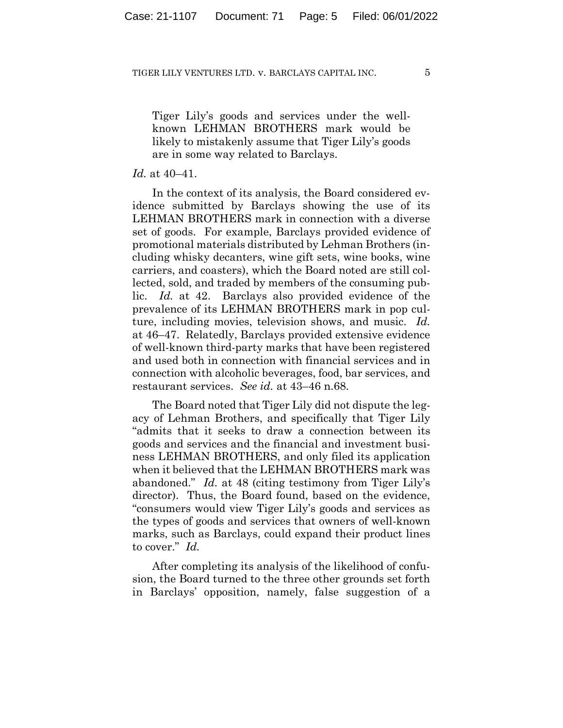> Tiger Lily's goods and services under the well-known LEHMAN BROTHERS mark would be likely to mistakenly assume that Tiger Lily's goods are in some way related to Barclays.

*Id.* at 40–41.

In the context of its analysis, the Board considered evidence submitted by Barclays showing the use of its LEHMAN BROTHERS mark in connection with a diverse set of goods. For example, Barclays provided evidence of promotional materials distributed by Lehman Brothers (including whisky decanters, wine gift sets, wine books, wine carriers, and coasters), which the Board noted are still collected, sold, and traded by members of the consuming public. *Id.* at 42. Barclays also provided evidence of the prevalence of its LEHMAN BROTHERS mark in pop culture, including movies, television shows, and music. *Id.* at 46–47. Relatedly, Barclays provided extensive evidence of well-known third-party marks that have been registered and used both in connection with financial services and in connection with alcoholic beverages, food, bar services, and restaurant services. *See id.* at 43–46 n.68.

The Board noted that Tiger Lily did not dispute the legacy of Lehman Brothers, and specifically that Tiger Lily "admits that it seeks to draw a connection between its goods and services and the financial and investment business LEHMAN BROTHERS, and only filed its application when it believed that the LEHMAN BROTHERS mark was abandoned." *Id.* at 48 (citing testimony from Tiger Lily's director). Thus, the Board found, based on the evidence, "consumers would view Tiger Lily's goods and services as the types of goods and services that owners of well-known marks, such as Barclays, could expand their product lines to cover." *Id.*

After completing its analysis of the likelihood of confusion, the Board turned to the three other grounds set forth in Barclays' opposition, namely, false suggestion of a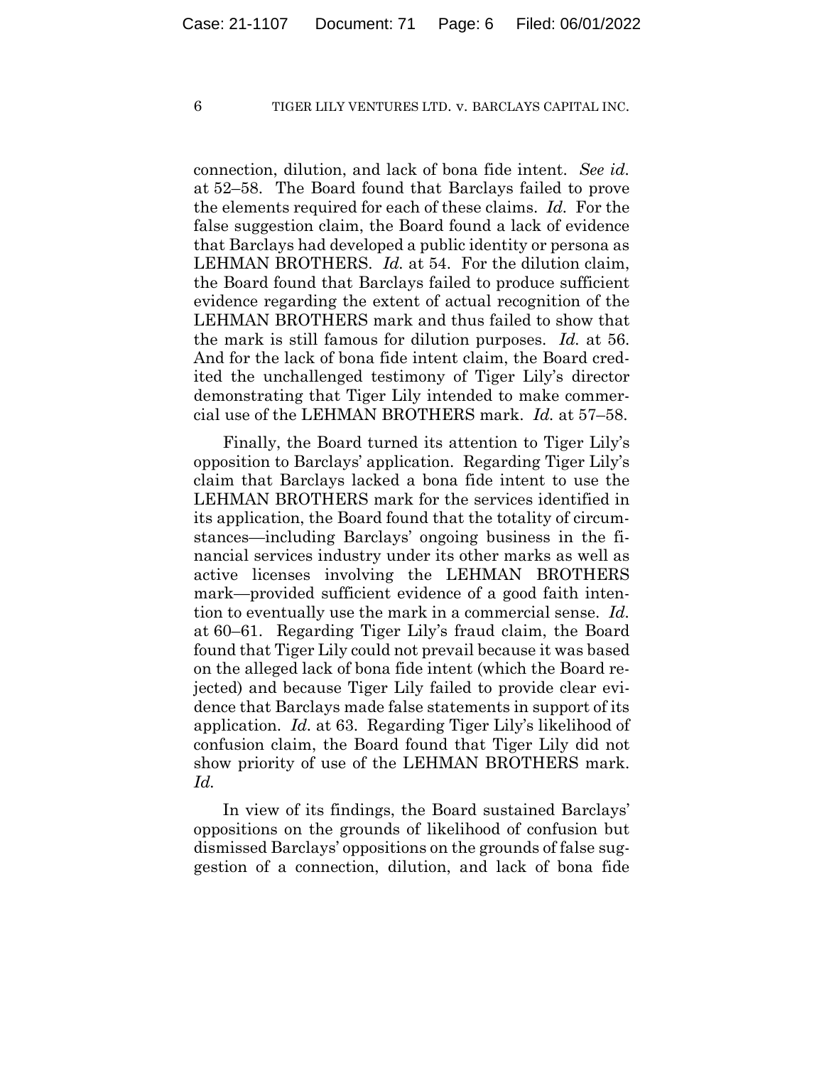connection, dilution, and lack of bona fide intent. *See id.* at 52–58. The Board found that Barclays failed to prove the elements required for each of these claims. *Id.* For the false suggestion claim, the Board found a lack of evidence that Barclays had developed a public identity or persona as LEHMAN BROTHERS. *Id.* at 54. For the dilution claim, the Board found that Barclays failed to produce sufficient evidence regarding the extent of actual recognition of the LEHMAN BROTHERS mark and thus failed to show that the mark is still famous for dilution purposes. *Id.* at 56. And for the lack of bona fide intent claim, the Board credited the unchallenged testimony of Tiger Lily's director demonstrating that Tiger Lily intended to make commercial use of the LEHMAN BROTHERS mark. *Id.* at 57–58.

Finally, the Board turned its attention to Tiger Lily's opposition to Barclays' application. Regarding Tiger Lily's claim that Barclays lacked a bona fide intent to use the LEHMAN BROTHERS mark for the services identified in its application, the Board found that the totality of circumstances—including Barclays' ongoing business in the financial services industry under its other marks as well as active licenses involving the LEHMAN BROTHERS mark—provided sufficient evidence of a good faith intention to eventually use the mark in a commercial sense. *Id.* at 60–61. Regarding Tiger Lily's fraud claim, the Board found that Tiger Lily could not prevail because it was based on the alleged lack of bona fide intent (which the Board rejected) and because Tiger Lily failed to provide clear evidence that Barclays made false statements in support of its application. *Id.* at 63. Regarding Tiger Lily's likelihood of confusion claim, the Board found that Tiger Lily did not show priority of use of the LEHMAN BROTHERS mark. *Id.*

In view of its findings, the Board sustained Barclays' oppositions on the grounds of likelihood of confusion but dismissed Barclays' oppositions on the grounds of false suggestion of a connection, dilution, and lack of bona fide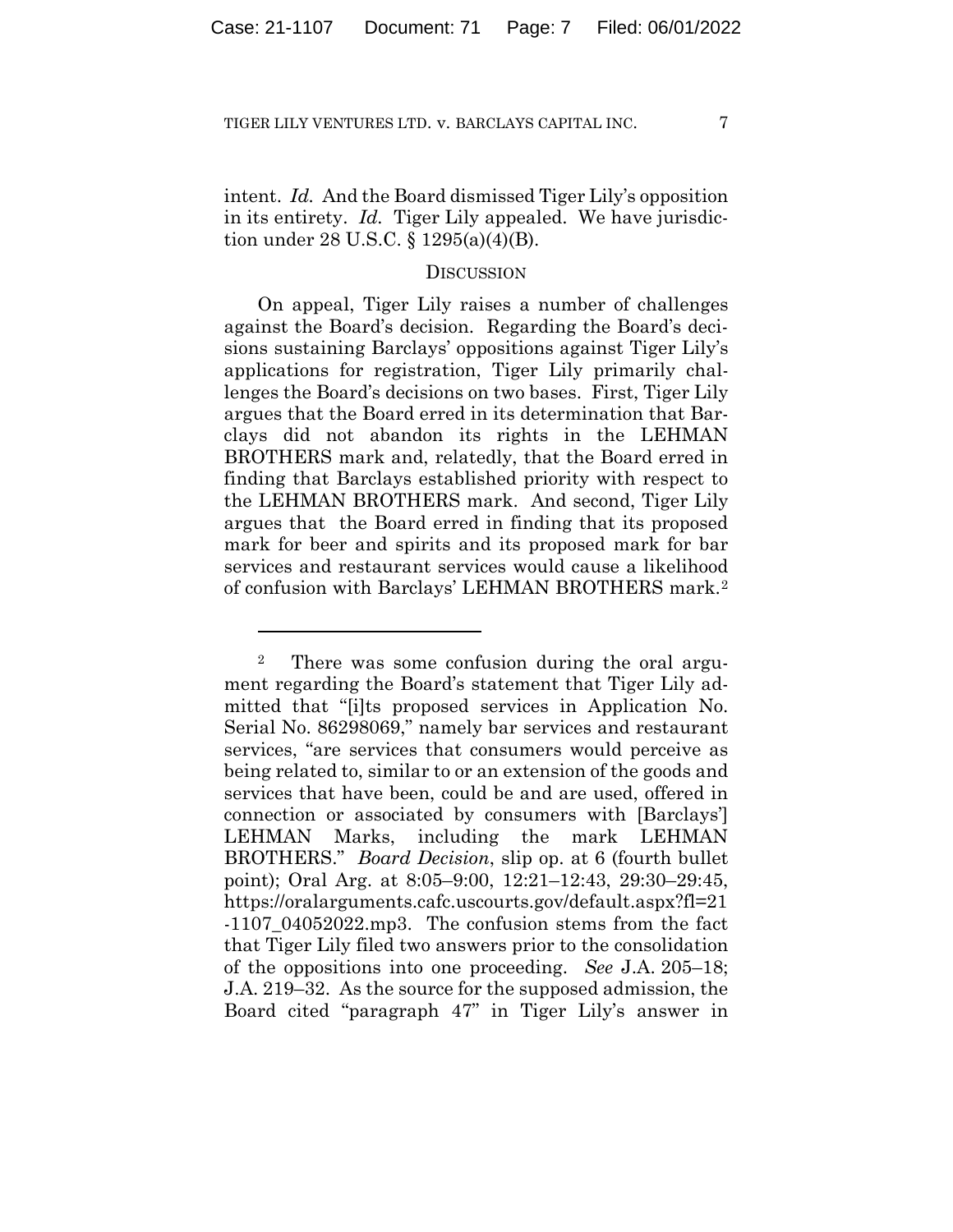intent. *Id.* And the Board dismissed Tiger Lily's opposition in its entirety. *Id.* Tiger Lily appealed. We have jurisdiction under 28 U.S.C. § 1295(a)(4)(B).

## DISCUSSION

On appeal, Tiger Lily raises a number of challenges against the Board's decision. Regarding the Board's decisions sustaining Barclays' oppositions against Tiger Lily's applications for registration, Tiger Lily primarily challenges the Board's decisions on two bases. First, Tiger Lily argues that the Board erred in its determination that Barclays did not abandon its rights in the LEHMAN BROTHERS mark and, relatedly, that the Board erred in finding that Barclays established priority with respect to the LEHMAN BROTHERS mark. And second, Tiger Lily argues that the Board erred in finding that its proposed mark for beer and spirits and its proposed mark for bar services and restaurant services would cause a likelihood of confusion with Barclays' LEHMAN BROTHERS mark.[2]

---

[2] There was some confusion during the oral argument regarding the Board's statement that Tiger Lily admitted that "[i]ts proposed services in Application No. Serial No. 86298069," namely bar services and restaurant services, "are services that consumers would perceive as being related to, similar to or an extension of the goods and services that have been, could be and are used, offered in connection or associated by consumers with [Barclays'] LEHMAN Marks, including the mark LEHMAN BROTHERS." *Board Decision*, slip op. at 6 (fourth bullet point); Oral Arg. at 8:05–9:00, 12:21–12:43, 29:30–29:45, https://oralarguments.cafc.uscourts.gov/default.aspx?fl=21-1107_04052022.mp3. The confusion stems from the fact that Tiger Lily filed two answers prior to the consolidation of the oppositions into one proceeding. *See* J.A. 205–18; J.A. 219–32. As the source for the supposed admission, the Board cited "paragraph 47" in Tiger Lily's answer in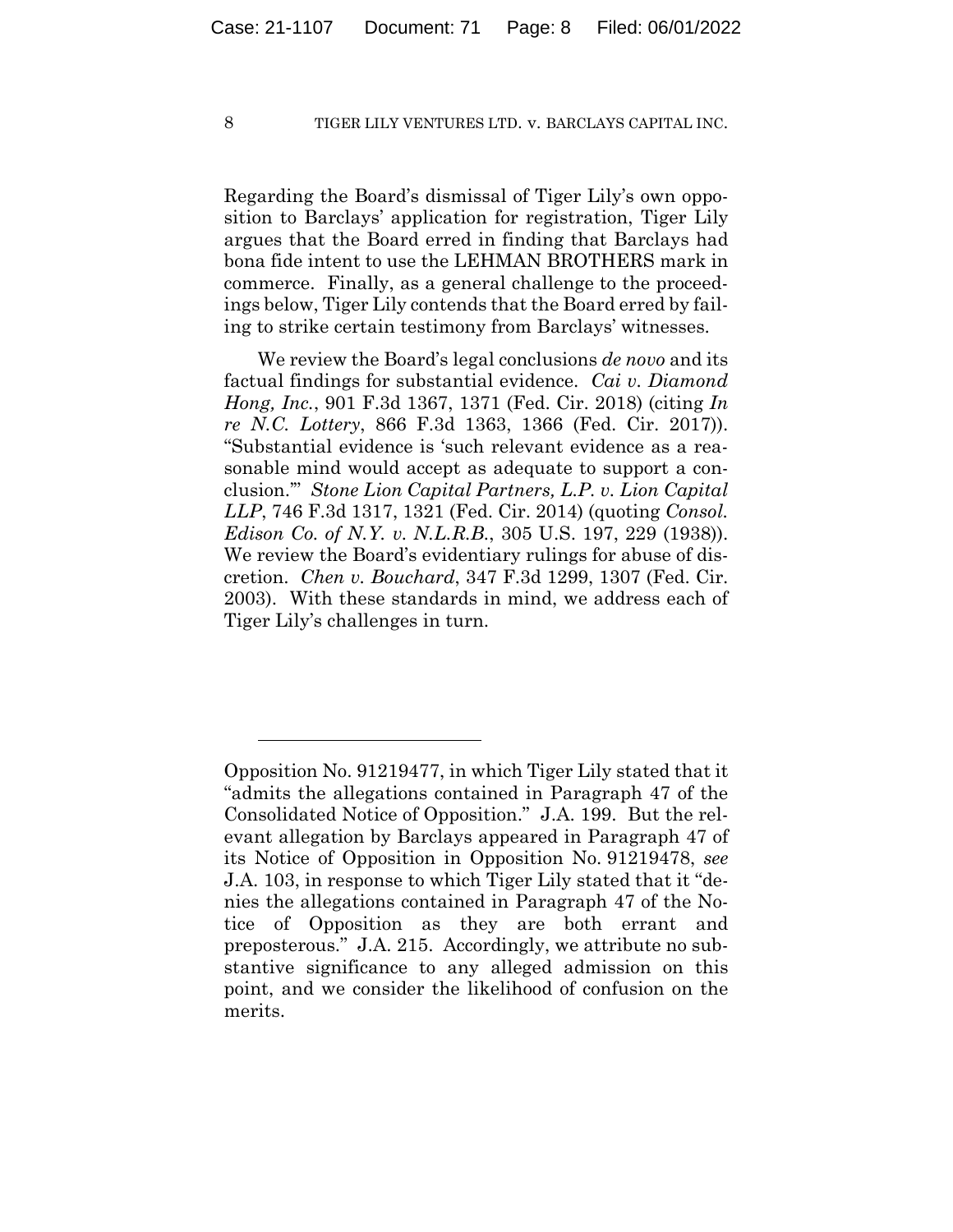Regarding the Board's dismissal of Tiger Lily's own opposition to Barclays' application for registration, Tiger Lily argues that the Board erred in finding that Barclays had bona fide intent to use the LEHMAN BROTHERS mark in commerce. Finally, as a general challenge to the proceedings below, Tiger Lily contends that the Board erred by failing to strike certain testimony from Barclays' witnesses.

We review the Board's legal conclusions *de novo* and its factual findings for substantial evidence. *Cai v. Diamond Hong, Inc.*, 901 F.3d 1367, 1371 (Fed. Cir. 2018) (citing *In re N.C. Lottery*, 866 F.3d 1363, 1366 (Fed. Cir. 2017)). "Substantial evidence is 'such relevant evidence as a reasonable mind would accept as adequate to support a conclusion.'" *Stone Lion Capital Partners, L.P. v. Lion Capital LLP*, 746 F.3d 1317, 1321 (Fed. Cir. 2014) (quoting *Consol. Edison Co. of N.Y. v. N.L.R.B.*, 305 U.S. 197, 229 (1938)). We review the Board's evidentiary rulings for abuse of discretion. *Chen v. Bouchard*, 347 F.3d 1299, 1307 (Fed. Cir. 2003). With these standards in mind, we address each of Tiger Lily's challenges in turn.

---

Opposition No. 91219477, in which Tiger Lily stated that it "admits the allegations contained in Paragraph 47 of the Consolidated Notice of Opposition." J.A. 199. But the relevant allegation by Barclays appeared in Paragraph 47 of its Notice of Opposition in Opposition No. 91219478, *see* J.A. 103, in response to which Tiger Lily stated that it "denies the allegations contained in Paragraph 47 of the Notice of Opposition as they are both errant and preposterous." J.A. 215. Accordingly, we attribute no substantive significance to any alleged admission on this point, and we consider the likelihood of confusion on the merits.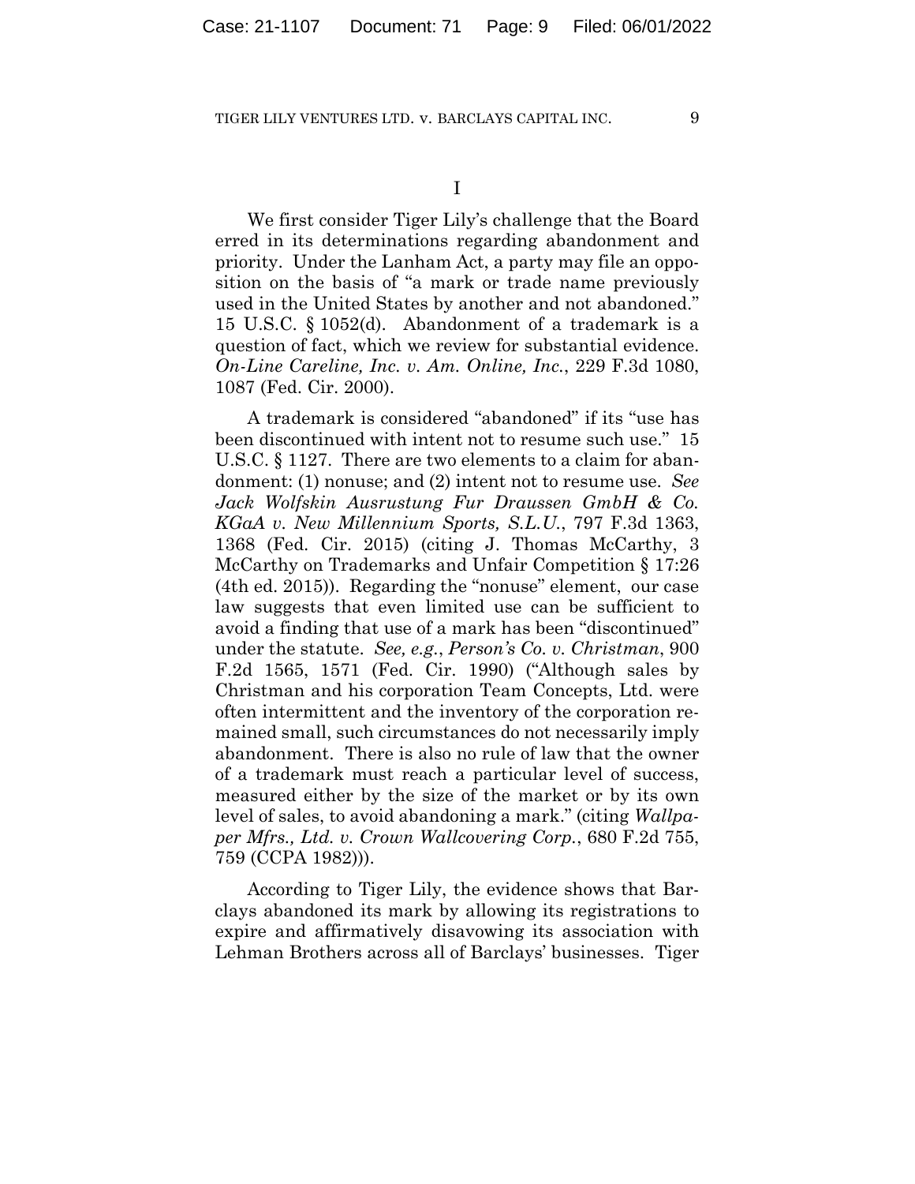I

We first consider Tiger Lily's challenge that the Board erred in its determinations regarding abandonment and priority. Under the Lanham Act, a party may file an opposition on the basis of "a mark or trade name previously used in the United States by another and not abandoned." 15 U.S.C. § 1052(d). Abandonment of a trademark is a question of fact, which we review for substantial evidence. *On-Line Careline, Inc. v. Am. Online, Inc.*, 229 F.3d 1080, 1087 (Fed. Cir. 2000).

A trademark is considered "abandoned" if its "use has been discontinued with intent not to resume such use." 15 U.S.C. § 1127. There are two elements to a claim for abandonment: (1) nonuse; and (2) intent not to resume use. *See Jack Wolfskin Ausrustung Fur Draussen GmbH & Co. KGaA v. New Millennium Sports, S.L.U.*, 797 F.3d 1363, 1368 (Fed. Cir. 2015) (citing J. Thomas McCarthy, 3 McCarthy on Trademarks and Unfair Competition § 17:26 (4th ed. 2015)). Regarding the "nonuse" element, our case law suggests that even limited use can be sufficient to avoid a finding that use of a mark has been "discontinued" under the statute. *See, e.g.*, *Person's Co. v. Christman*, 900 F.2d 1565, 1571 (Fed. Cir. 1990) ("Although sales by Christman and his corporation Team Concepts, Ltd. were often intermittent and the inventory of the corporation remained small, such circumstances do not necessarily imply abandonment. There is also no rule of law that the owner of a trademark must reach a particular level of success, measured either by the size of the market or by its own level of sales, to avoid abandoning a mark." (citing *Wallpaper Mfrs., Ltd. v. Crown Wallcovering Corp.*, 680 F.2d 755, 759 (CCPA 1982))).

According to Tiger Lily, the evidence shows that Barclays abandoned its mark by allowing its registrations to expire and affirmatively disavowing its association with Lehman Brothers across all of Barclays' businesses. Tiger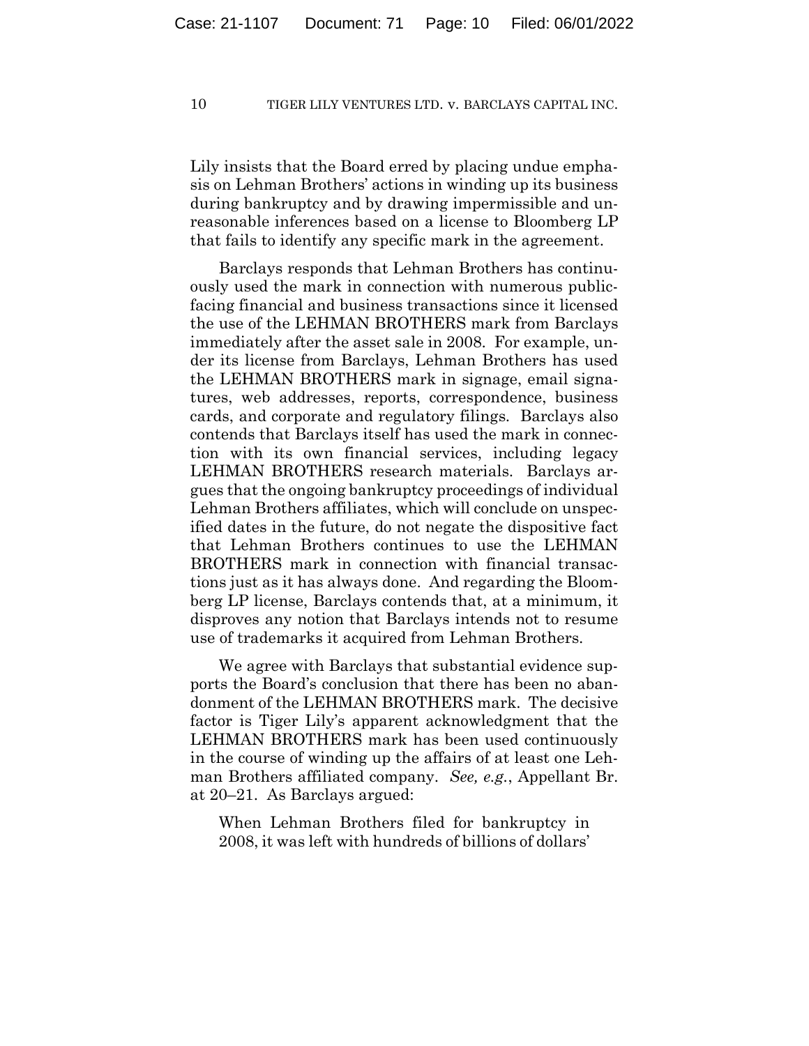Lily insists that the Board erred by placing undue emphasis on Lehman Brothers' actions in winding up its business during bankruptcy and by drawing impermissible and unreasonable inferences based on a license to Bloomberg LP that fails to identify any specific mark in the agreement.

Barclays responds that Lehman Brothers has continuously used the mark in connection with numerous public-facing financial and business transactions since it licensed the use of the LEHMAN BROTHERS mark from Barclays immediately after the asset sale in 2008. For example, under its license from Barclays, Lehman Brothers has used the LEHMAN BROTHERS mark in signage, email signatures, web addresses, reports, correspondence, business cards, and corporate and regulatory filings. Barclays also contends that Barclays itself has used the mark in connection with its own financial services, including legacy LEHMAN BROTHERS research materials. Barclays argues that the ongoing bankruptcy proceedings of individual Lehman Brothers affiliates, which will conclude on unspecified dates in the future, do not negate the dispositive fact that Lehman Brothers continues to use the LEHMAN BROTHERS mark in connection with financial transactions just as it has always done. And regarding the Bloomberg LP license, Barclays contends that, at a minimum, it disproves any notion that Barclays intends not to resume use of trademarks it acquired from Lehman Brothers.

We agree with Barclays that substantial evidence supports the Board's conclusion that there has been no abandonment of the LEHMAN BROTHERS mark. The decisive factor is Tiger Lily's apparent acknowledgment that the LEHMAN BROTHERS mark has been used continuously in the course of winding up the affairs of at least one Lehman Brothers affiliated company. *See, e.g.*, Appellant Br. at 20–21. As Barclays argued:

> When Lehman Brothers filed for bankruptcy in 2008, it was left with hundreds of billions of dollars'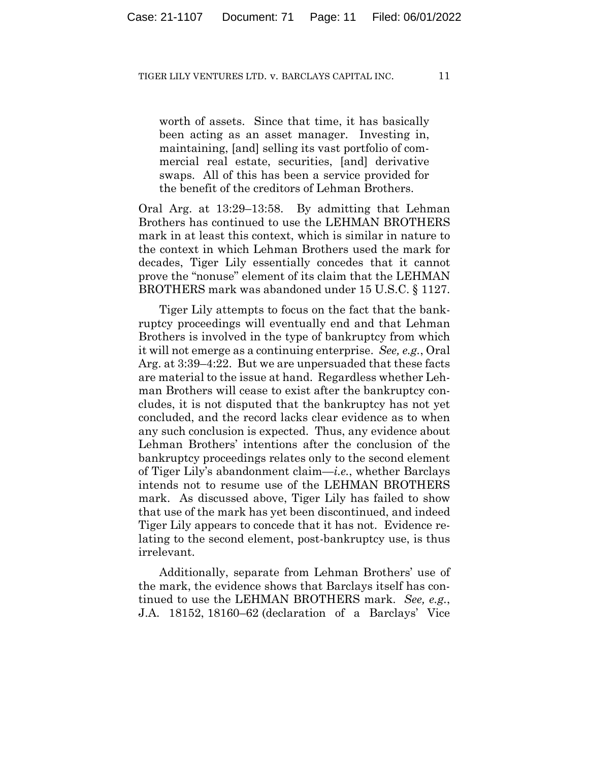> worth of assets. Since that time, it has basically been acting as an asset manager. Investing in, maintaining, [and] selling its vast portfolio of commercial real estate, securities, [and] derivative swaps. All of this has been a service provided for the benefit of the creditors of Lehman Brothers.

Oral Arg. at 13:29–13:58. By admitting that Lehman Brothers has continued to use the LEHMAN BROTHERS mark in at least this context, which is similar in nature to the context in which Lehman Brothers used the mark for decades, Tiger Lily essentially concedes that it cannot prove the "nonuse" element of its claim that the LEHMAN BROTHERS mark was abandoned under 15 U.S.C. § 1127.

Tiger Lily attempts to focus on the fact that the bankruptcy proceedings will eventually end and that Lehman Brothers is involved in the type of bankruptcy from which it will not emerge as a continuing enterprise. *See, e.g.*, Oral Arg. at 3:39–4:22. But we are unpersuaded that these facts are material to the issue at hand. Regardless whether Lehman Brothers will cease to exist after the bankruptcy concludes, it is not disputed that the bankruptcy has not yet concluded, and the record lacks clear evidence as to when any such conclusion is expected. Thus, any evidence about Lehman Brothers' intentions after the conclusion of the bankruptcy proceedings relates only to the second element of Tiger Lily's abandonment claim—*i.e.*, whether Barclays intends not to resume use of the LEHMAN BROTHERS mark. As discussed above, Tiger Lily has failed to show that use of the mark has yet been discontinued, and indeed Tiger Lily appears to concede that it has not. Evidence relating to the second element, post-bankruptcy use, is thus irrelevant.

Additionally, separate from Lehman Brothers' use of the mark, the evidence shows that Barclays itself has continued to use the LEHMAN BROTHERS mark. *See, e.g.*, J.A. 18152, 18160–62 (declaration of a Barclays' Vice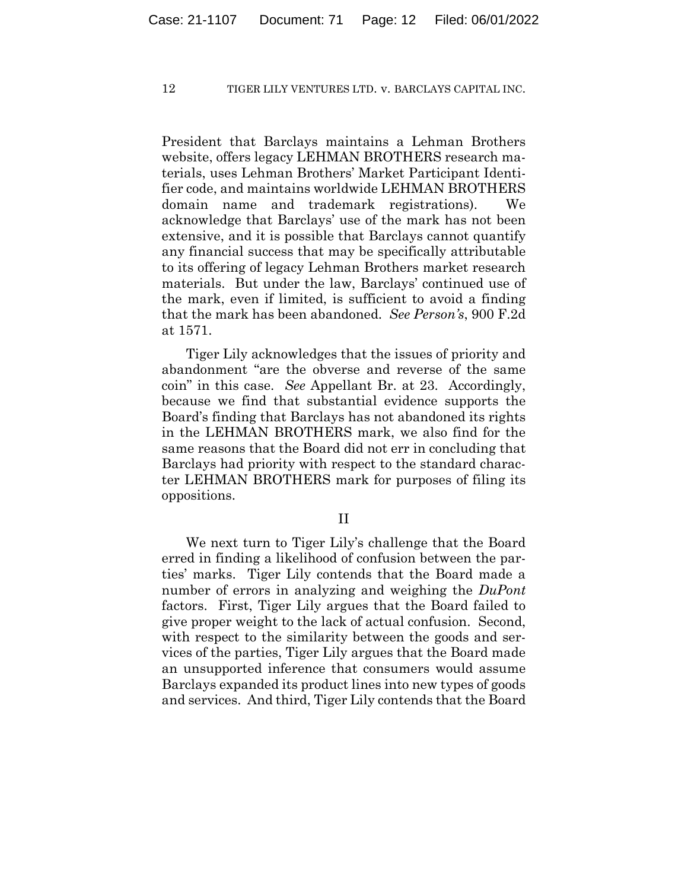President that Barclays maintains a Lehman Brothers website, offers legacy LEHMAN BROTHERS research materials, uses Lehman Brothers' Market Participant Identifier code, and maintains worldwide LEHMAN BROTHERS domain name and trademark registrations). We acknowledge that Barclays' use of the mark has not been extensive, and it is possible that Barclays cannot quantify any financial success that may be specifically attributable to its offering of legacy Lehman Brothers market research materials. But under the law, Barclays' continued use of the mark, even if limited, is sufficient to avoid a finding that the mark has been abandoned. *See Person's*, 900 F.2d at 1571.

Tiger Lily acknowledges that the issues of priority and abandonment "are the obverse and reverse of the same coin" in this case. *See* Appellant Br. at 23. Accordingly, because we find that substantial evidence supports the Board's finding that Barclays has not abandoned its rights in the LEHMAN BROTHERS mark, we also find for the same reasons that the Board did not err in concluding that Barclays had priority with respect to the standard character LEHMAN BROTHERS mark for purposes of filing its oppositions.

## II

We next turn to Tiger Lily's challenge that the Board erred in finding a likelihood of confusion between the parties' marks. Tiger Lily contends that the Board made a number of errors in analyzing and weighing the *DuPont* factors. First, Tiger Lily argues that the Board failed to give proper weight to the lack of actual confusion. Second, with respect to the similarity between the goods and services of the parties, Tiger Lily argues that the Board made an unsupported inference that consumers would assume Barclays expanded its product lines into new types of goods and services. And third, Tiger Lily contends that the Board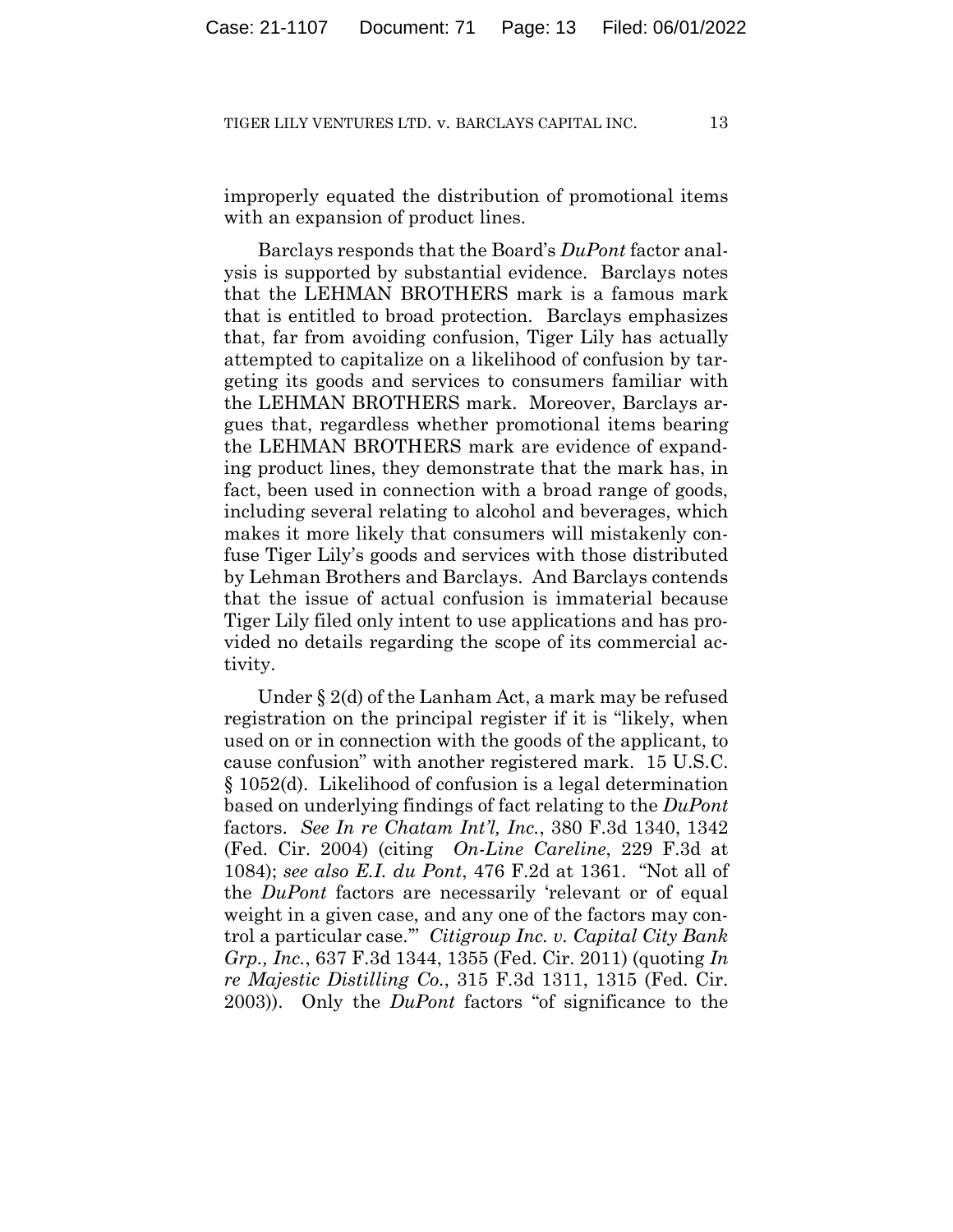improperly equated the distribution of promotional items with an expansion of product lines.

Barclays responds that the Board's *DuPont* factor analysis is supported by substantial evidence. Barclays notes that the LEHMAN BROTHERS mark is a famous mark that is entitled to broad protection. Barclays emphasizes that, far from avoiding confusion, Tiger Lily has actually attempted to capitalize on a likelihood of confusion by targeting its goods and services to consumers familiar with the LEHMAN BROTHERS mark. Moreover, Barclays argues that, regardless whether promotional items bearing the LEHMAN BROTHERS mark are evidence of expanding product lines, they demonstrate that the mark has, in fact, been used in connection with a broad range of goods, including several relating to alcohol and beverages, which makes it more likely that consumers will mistakenly confuse Tiger Lily's goods and services with those distributed by Lehman Brothers and Barclays. And Barclays contends that the issue of actual confusion is immaterial because Tiger Lily filed only intent to use applications and has provided no details regarding the scope of its commercial activity.

Under § 2(d) of the Lanham Act, a mark may be refused registration on the principal register if it is "likely, when used on or in connection with the goods of the applicant, to cause confusion" with another registered mark. 15 U.S.C. § 1052(d). Likelihood of confusion is a legal determination based on underlying findings of fact relating to the *DuPont* factors. *See In re Chatam Int'l, Inc.*, 380 F.3d 1340, 1342 (Fed. Cir. 2004) (citing *On-Line Careline*, 229 F.3d at 1084); *see also E.I. du Pont*, 476 F.2d at 1361. "Not all of the *DuPont* factors are necessarily 'relevant or of equal weight in a given case, and any one of the factors may control a particular case.'" *Citigroup Inc. v. Capital City Bank Grp., Inc.*, 637 F.3d 1344, 1355 (Fed. Cir. 2011) (quoting *In re Majestic Distilling Co.*, 315 F.3d 1311, 1315 (Fed. Cir. 2003)). Only the *DuPont* factors "of significance to the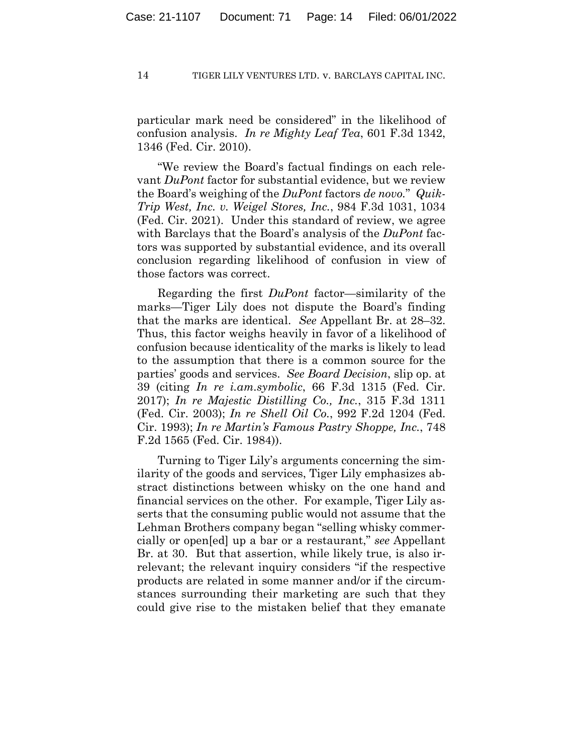particular mark need be considered" in the likelihood of confusion analysis. *In re Mighty Leaf Tea*, 601 F.3d 1342, 1346 (Fed. Cir. 2010).

"We review the Board's factual findings on each relevant *DuPont* factor for substantial evidence, but we review the Board's weighing of the *DuPont* factors *de novo*." *Quik-Trip West, Inc. v. Weigel Stores, Inc.*, 984 F.3d 1031, 1034 (Fed. Cir. 2021). Under this standard of review, we agree with Barclays that the Board's analysis of the *DuPont* factors was supported by substantial evidence, and its overall conclusion regarding likelihood of confusion in view of those factors was correct.

Regarding the first *DuPont* factor—similarity of the marks—Tiger Lily does not dispute the Board's finding that the marks are identical. *See* Appellant Br. at 28–32. Thus, this factor weighs heavily in favor of a likelihood of confusion because identicality of the marks is likely to lead to the assumption that there is a common source for the parties' goods and services. *See Board Decision*, slip op. at 39 (citing *In re i.am.symbolic*, 66 F.3d 1315 (Fed. Cir. 2017); *In re Majestic Distilling Co., Inc.*, 315 F.3d 1311 (Fed. Cir. 2003); *In re Shell Oil Co.*, 992 F.2d 1204 (Fed. Cir. 1993); *In re Martin's Famous Pastry Shoppe, Inc.*, 748 F.2d 1565 (Fed. Cir. 1984)).

Turning to Tiger Lily's arguments concerning the similarity of the goods and services, Tiger Lily emphasizes abstract distinctions between whisky on the one hand and financial services on the other. For example, Tiger Lily asserts that the consuming public would not assume that the Lehman Brothers company began "selling whisky commercially or open[ed] up a bar or a restaurant," *see* Appellant Br. at 30. But that assertion, while likely true, is also irrelevant; the relevant inquiry considers "if the respective products are related in some manner and/or if the circumstances surrounding their marketing are such that they could give rise to the mistaken belief that they emanate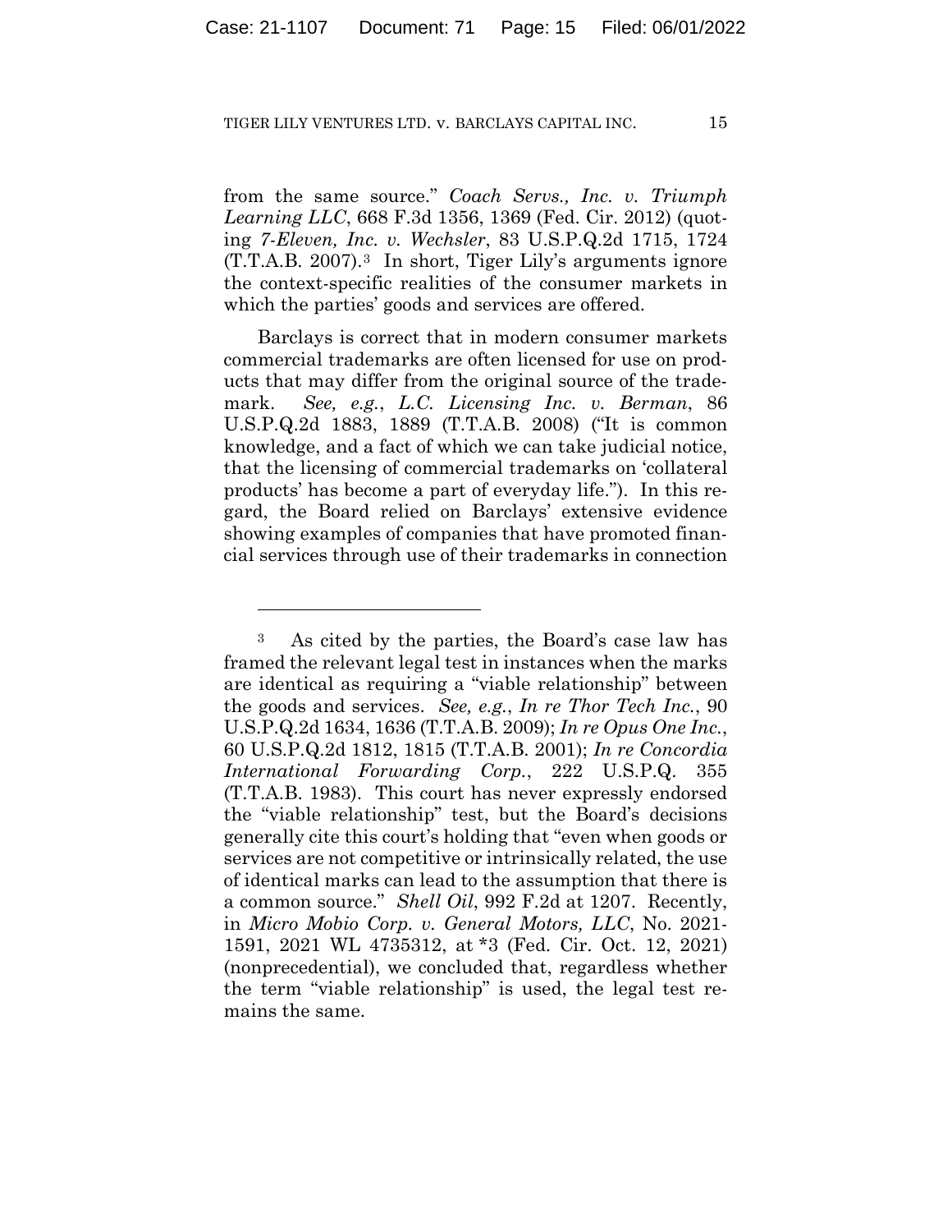from the same source." *Coach Servs., Inc. v. Triumph Learning LLC*, 668 F.3d 1356, 1369 (Fed. Cir. 2012) (quoting *7-Eleven, Inc. v. Wechsler*, 83 U.S.P.Q.2d 1715, 1724 (T.T.A.B. 2007).[3] In short, Tiger Lily's arguments ignore the context-specific realities of the consumer markets in which the parties' goods and services are offered.

Barclays is correct that in modern consumer markets commercial trademarks are often licensed for use on products that may differ from the original source of the trademark. *See, e.g.*, *L.C. Licensing Inc. v. Berman*, 86 U.S.P.Q.2d 1883, 1889 (T.T.A.B. 2008) ("It is common knowledge, and a fact of which we can take judicial notice, that the licensing of commercial trademarks on 'collateral products' has become a part of everyday life."). In this regard, the Board relied on Barclays' extensive evidence showing examples of companies that have promoted financial services through use of their trademarks in connection

---

[3] As cited by the parties, the Board's case law has framed the relevant legal test in instances when the marks are identical as requiring a "viable relationship" between the goods and services. *See, e.g.*, *In re Thor Tech Inc.*, 90 U.S.P.Q.2d 1634, 1636 (T.T.A.B. 2009); *In re Opus One Inc.*, 60 U.S.P.Q.2d 1812, 1815 (T.T.A.B. 2001); *In re Concordia International Forwarding Corp.*, 222 U.S.P.Q. 355 (T.T.A.B. 1983). This court has never expressly endorsed the "viable relationship" test, but the Board's decisions generally cite this court's holding that "even when goods or services are not competitive or intrinsically related, the use of identical marks can lead to the assumption that there is a common source." *Shell Oil*, 992 F.2d at 1207. Recently, in *Micro Mobio Corp. v. General Motors, LLC*, No. 2021-1591, 2021 WL 4735312, at *3 (Fed. Cir. Oct. 12, 2021) (nonprecedential), we concluded that, regardless whether the term "viable relationship" is used, the legal test remains the same.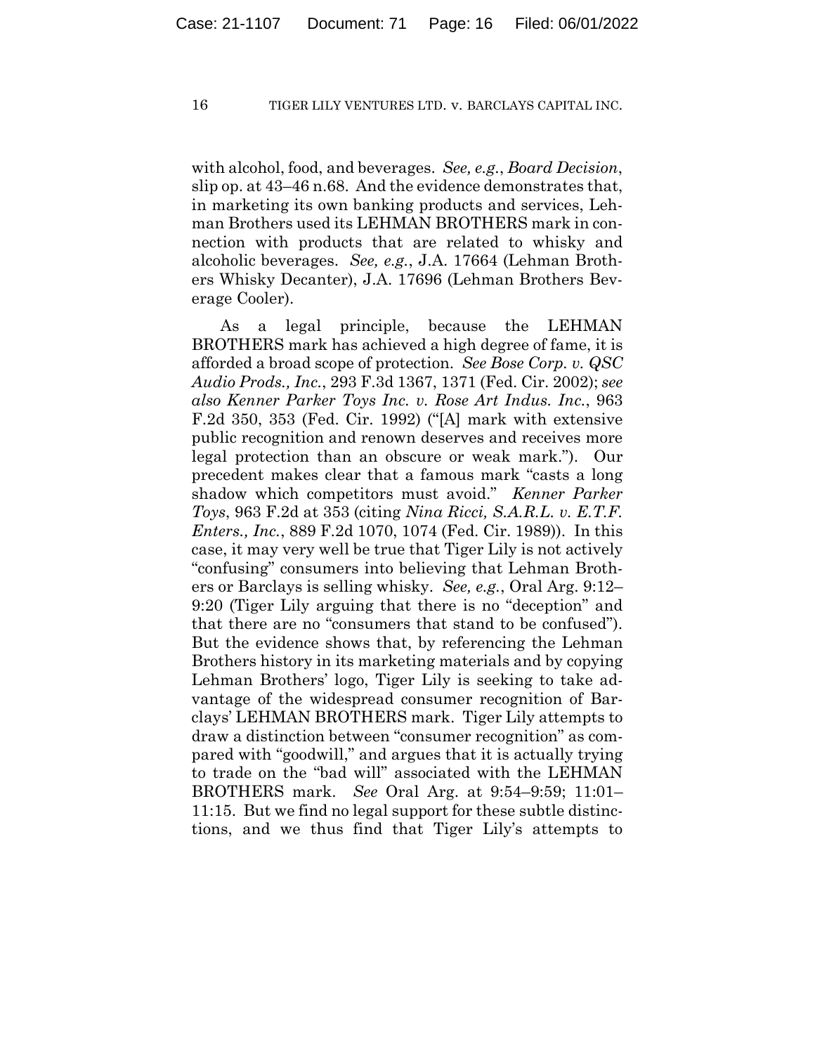with alcohol, food, and beverages. *See, e.g.*, *Board Decision*, slip op. at 43–46 n.68. And the evidence demonstrates that, in marketing its own banking products and services, Lehman Brothers used its LEHMAN BROTHERS mark in connection with products that are related to whisky and alcoholic beverages. *See, e.g.*, J.A. 17664 (Lehman Brothers Whisky Decanter), J.A. 17696 (Lehman Brothers Beverage Cooler).

As a legal principle, because the LEHMAN BROTHERS mark has achieved a high degree of fame, it is afforded a broad scope of protection. *See Bose Corp. v. QSC Audio Prods., Inc.*, 293 F.3d 1367, 1371 (Fed. Cir. 2002); *see also Kenner Parker Toys Inc. v. Rose Art Indus. Inc.*, 963 F.2d 350, 353 (Fed. Cir. 1992) ("[A] mark with extensive public recognition and renown deserves and receives more legal protection than an obscure or weak mark."). Our precedent makes clear that a famous mark "casts a long shadow which competitors must avoid." *Kenner Parker Toys*, 963 F.2d at 353 (citing *Nina Ricci, S.A.R.L. v. E.T.F. Enters., Inc.*, 889 F.2d 1070, 1074 (Fed. Cir. 1989)). In this case, it may very well be true that Tiger Lily is not actively "confusing" consumers into believing that Lehman Brothers or Barclays is selling whisky. *See, e.g.*, Oral Arg. 9:12–9:20 (Tiger Lily arguing that there is no "deception" and that there are no "consumers that stand to be confused"). But the evidence shows that, by referencing the Lehman Brothers history in its marketing materials and by copying Lehman Brothers' logo, Tiger Lily is seeking to take advantage of the widespread consumer recognition of Barclays' LEHMAN BROTHERS mark. Tiger Lily attempts to draw a distinction between "consumer recognition" as compared with "goodwill," and argues that it is actually trying to trade on the "bad will" associated with the LEHMAN BROTHERS mark. *See* Oral Arg. at 9:54–9:59; 11:01–11:15. But we find no legal support for these subtle distinctions, and we thus find that Tiger Lily's attempts to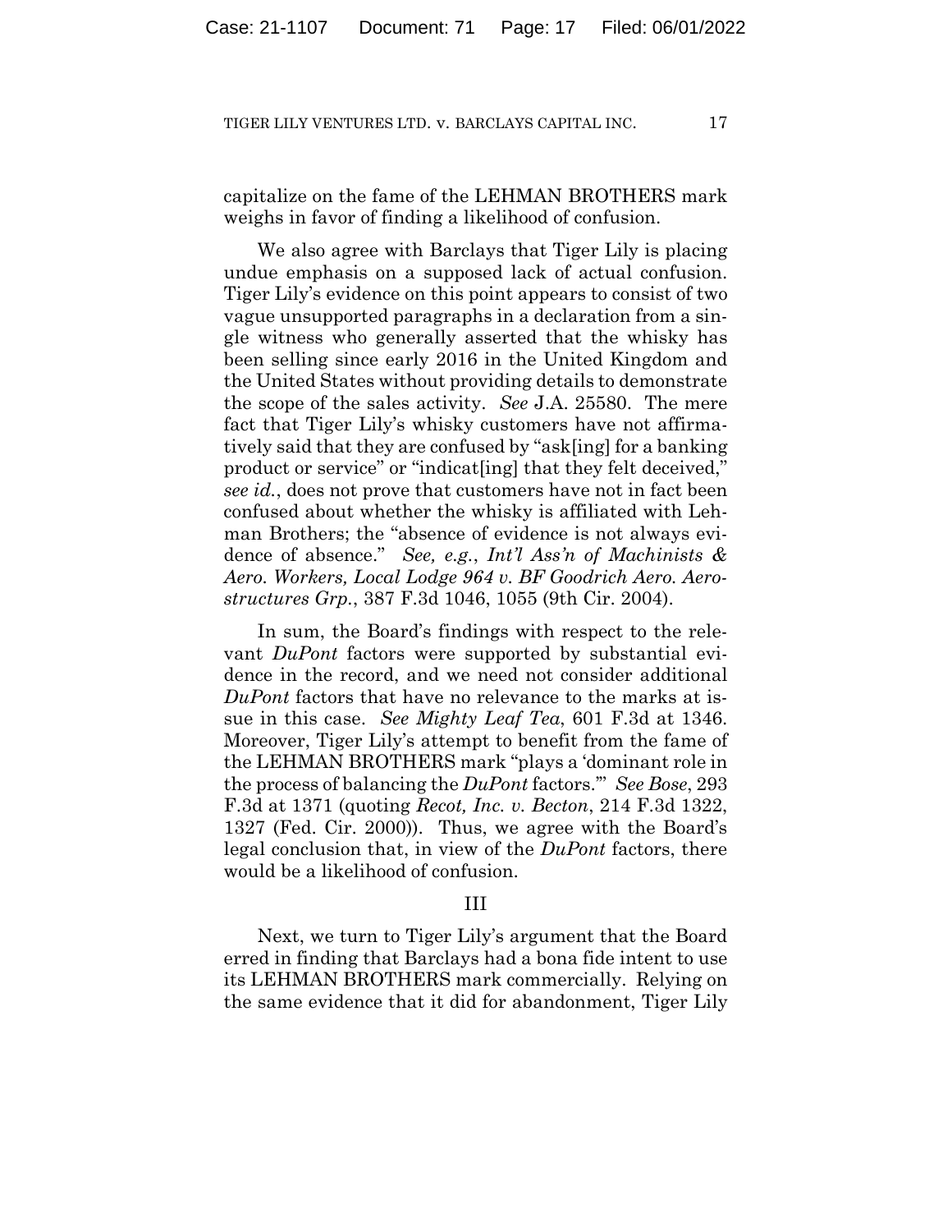capitalize on the fame of the LEHMAN BROTHERS mark weighs in favor of finding a likelihood of confusion.

We also agree with Barclays that Tiger Lily is placing undue emphasis on a supposed lack of actual confusion. Tiger Lily's evidence on this point appears to consist of two vague unsupported paragraphs in a declaration from a single witness who generally asserted that the whisky has been selling since early 2016 in the United Kingdom and the United States without providing details to demonstrate the scope of the sales activity. *See* J.A. 25580. The mere fact that Tiger Lily's whisky customers have not affirmatively said that they are confused by "ask[ing] for a banking product or service" or "indicat[ing] that they felt deceived," *see id.*, does not prove that customers have not in fact been confused about whether the whisky is affiliated with Lehman Brothers; the "absence of evidence is not always evidence of absence." *See, e.g.*, *Int'l Ass'n of Machinists & Aero. Workers, Local Lodge 964 v. BF Goodrich Aero. Aerostructures Grp.*, 387 F.3d 1046, 1055 (9th Cir. 2004).

In sum, the Board's findings with respect to the relevant *DuPont* factors were supported by substantial evidence in the record, and we need not consider additional *DuPont* factors that have no relevance to the marks at issue in this case. *See Mighty Leaf Tea*, 601 F.3d at 1346. Moreover, Tiger Lily's attempt to benefit from the fame of the LEHMAN BROTHERS mark "plays a 'dominant role in the process of balancing the *DuPont* factors.'" *See Bose*, 293 F.3d at 1371 (quoting *Recot, Inc. v. Becton*, 214 F.3d 1322, 1327 (Fed. Cir. 2000)). Thus, we agree with the Board's legal conclusion that, in view of the *DuPont* factors, there would be a likelihood of confusion.

## III

Next, we turn to Tiger Lily's argument that the Board erred in finding that Barclays had a bona fide intent to use its LEHMAN BROTHERS mark commercially. Relying on the same evidence that it did for abandonment, Tiger Lily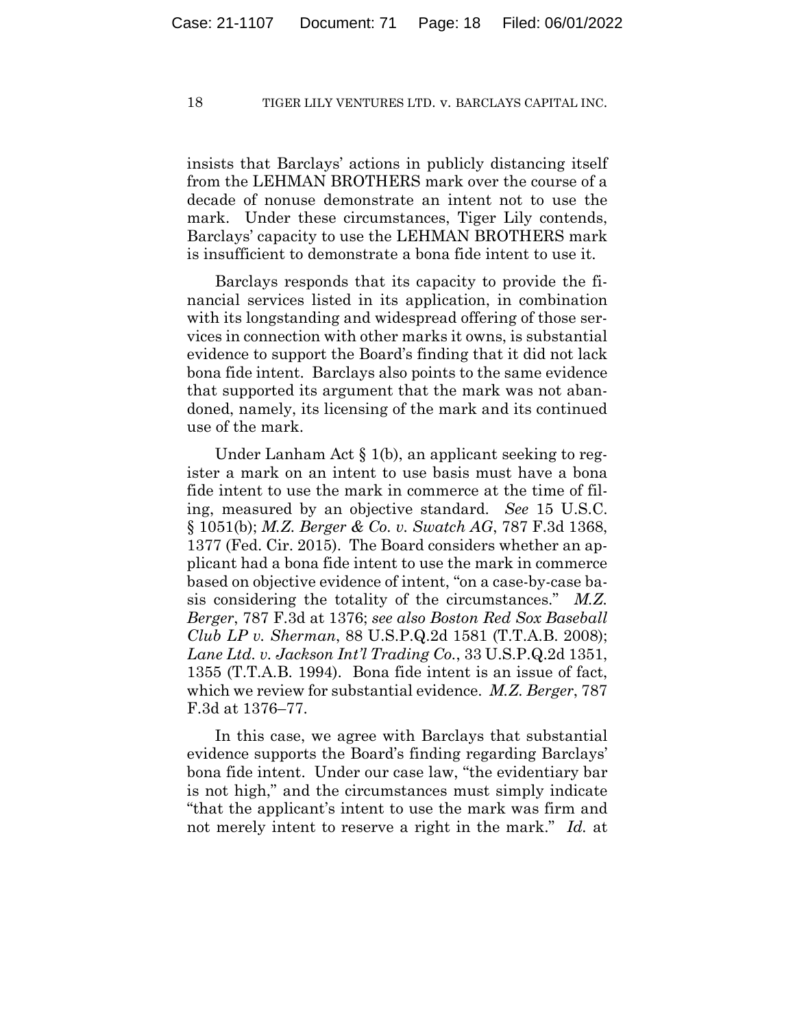insists that Barclays' actions in publicly distancing itself from the LEHMAN BROTHERS mark over the course of a decade of nonuse demonstrate an intent not to use the mark. Under these circumstances, Tiger Lily contends, Barclays' capacity to use the LEHMAN BROTHERS mark is insufficient to demonstrate a bona fide intent to use it.

Barclays responds that its capacity to provide the financial services listed in its application, in combination with its longstanding and widespread offering of those services in connection with other marks it owns, is substantial evidence to support the Board's finding that it did not lack bona fide intent. Barclays also points to the same evidence that supported its argument that the mark was not abandoned, namely, its licensing of the mark and its continued use of the mark.

Under Lanham Act § 1(b), an applicant seeking to register a mark on an intent to use basis must have a bona fide intent to use the mark in commerce at the time of filing, measured by an objective standard. *See* 15 U.S.C. § 1051(b); *M.Z. Berger & Co. v. Swatch AG*, 787 F.3d 1368, 1377 (Fed. Cir. 2015). The Board considers whether an applicant had a bona fide intent to use the mark in commerce based on objective evidence of intent, "on a case-by-case basis considering the totality of the circumstances." *M.Z. Berger*, 787 F.3d at 1376; *see also Boston Red Sox Baseball Club LP v. Sherman*, 88 U.S.P.Q.2d 1581 (T.T.A.B. 2008); *Lane Ltd. v. Jackson Int'l Trading Co.*, 33 U.S.P.Q.2d 1351, 1355 (T.T.A.B. 1994). Bona fide intent is an issue of fact, which we review for substantial evidence. *M.Z. Berger*, 787 F.3d at 1376–77.

In this case, we agree with Barclays that substantial evidence supports the Board's finding regarding Barclays' bona fide intent. Under our case law, "the evidentiary bar is not high," and the circumstances must simply indicate "that the applicant's intent to use the mark was firm and not merely intent to reserve a right in the mark." *Id.* at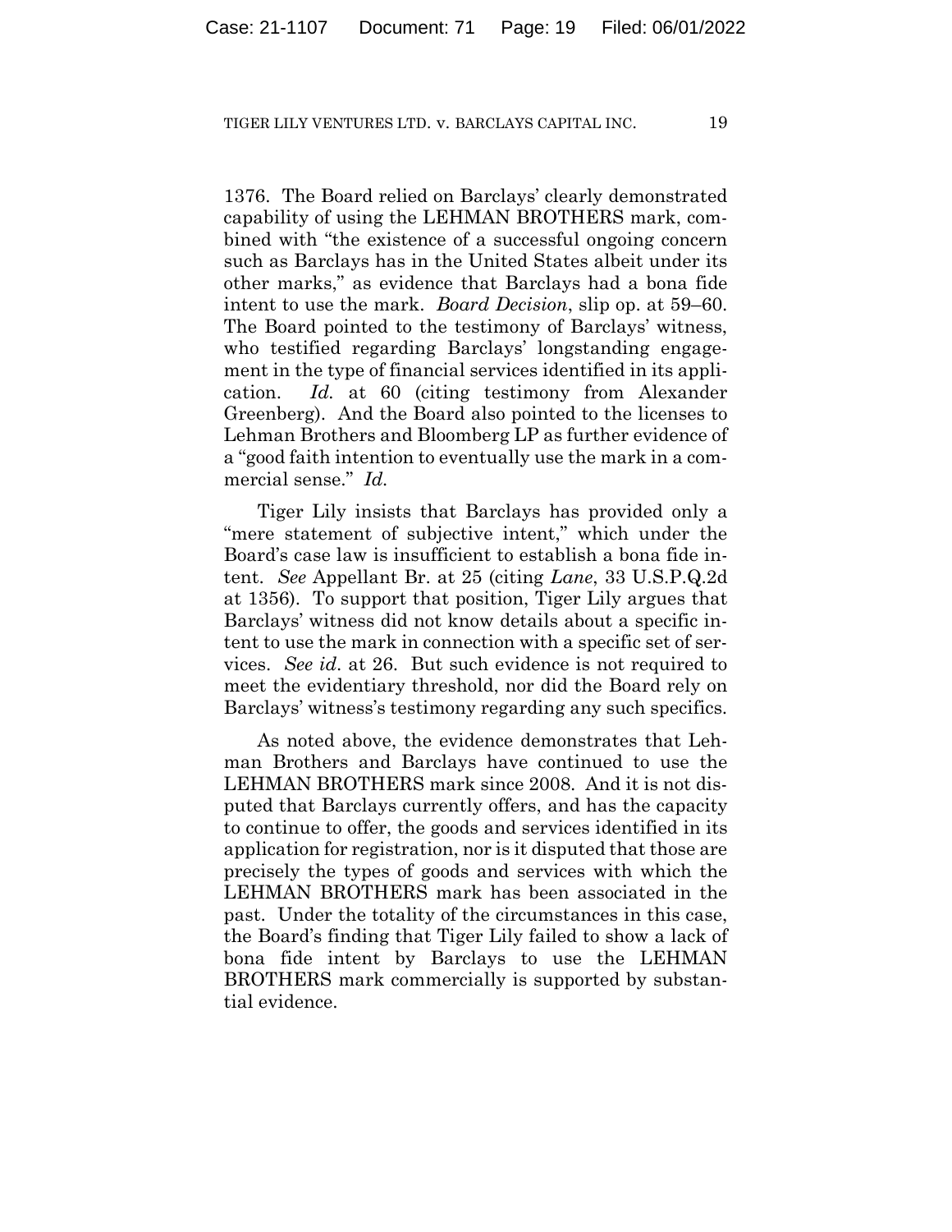1376. The Board relied on Barclays' clearly demonstrated capability of using the LEHMAN BROTHERS mark, combined with "the existence of a successful ongoing concern such as Barclays has in the United States albeit under its other marks," as evidence that Barclays had a bona fide intent to use the mark. *Board Decision*, slip op. at 59–60. The Board pointed to the testimony of Barclays' witness, who testified regarding Barclays' longstanding engagement in the type of financial services identified in its application. *Id.* at 60 (citing testimony from Alexander Greenberg). And the Board also pointed to the licenses to Lehman Brothers and Bloomberg LP as further evidence of a "good faith intention to eventually use the mark in a commercial sense." *Id.*

Tiger Lily insists that Barclays has provided only a "mere statement of subjective intent," which under the Board's case law is insufficient to establish a bona fide intent. *See* Appellant Br. at 25 (citing *Lane*, 33 U.S.P.Q.2d at 1356). To support that position, Tiger Lily argues that Barclays' witness did not know details about a specific intent to use the mark in connection with a specific set of services. *See id*. at 26. But such evidence is not required to meet the evidentiary threshold, nor did the Board rely on Barclays' witness's testimony regarding any such specifics.

As noted above, the evidence demonstrates that Lehman Brothers and Barclays have continued to use the LEHMAN BROTHERS mark since 2008. And it is not disputed that Barclays currently offers, and has the capacity to continue to offer, the goods and services identified in its application for registration, nor is it disputed that those are precisely the types of goods and services with which the LEHMAN BROTHERS mark has been associated in the past. Under the totality of the circumstances in this case, the Board's finding that Tiger Lily failed to show a lack of bona fide intent by Barclays to use the LEHMAN BROTHERS mark commercially is supported by substantial evidence.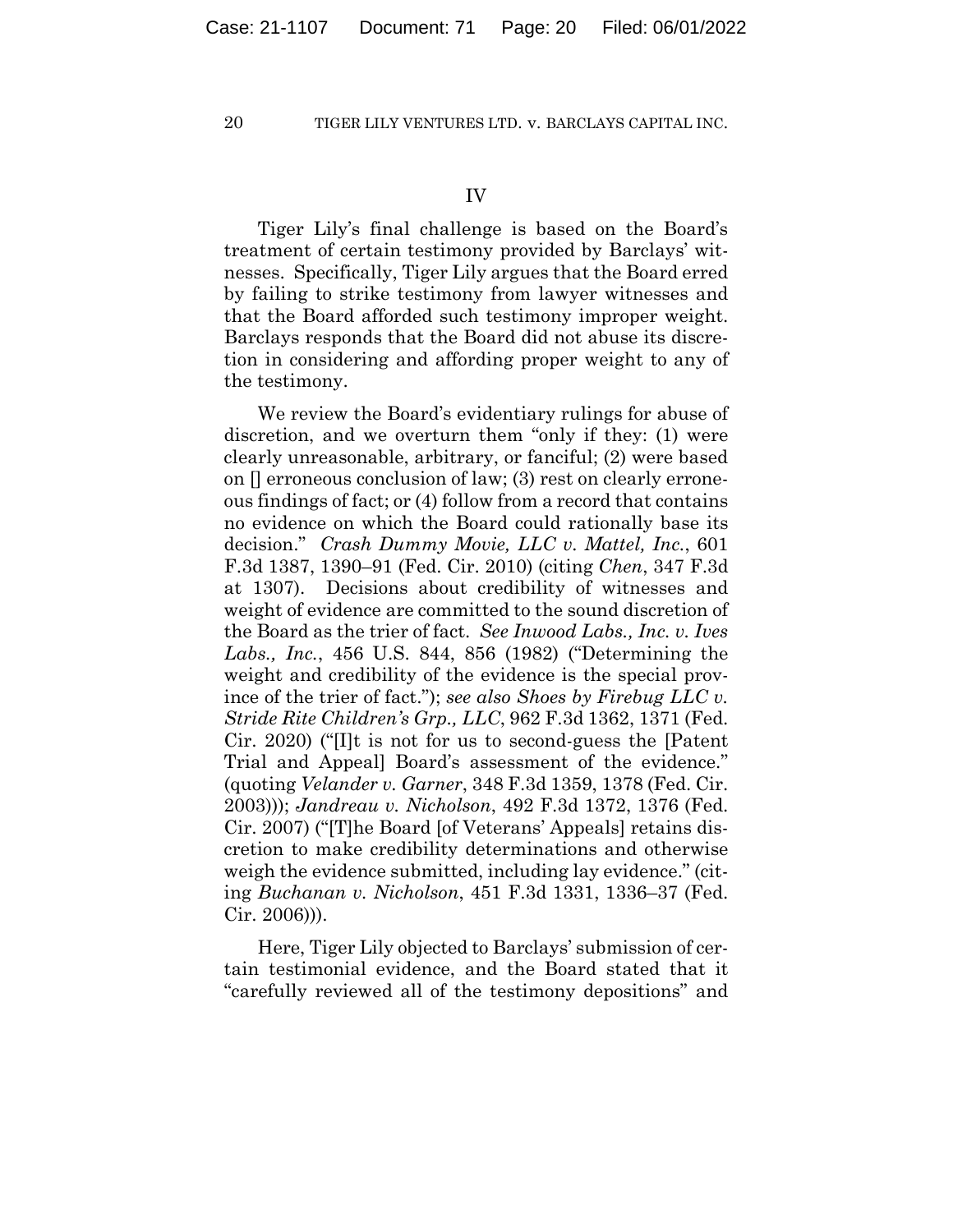## IV

Tiger Lily's final challenge is based on the Board's treatment of certain testimony provided by Barclays' witnesses. Specifically, Tiger Lily argues that the Board erred by failing to strike testimony from lawyer witnesses and that the Board afforded such testimony improper weight. Barclays responds that the Board did not abuse its discretion in considering and affording proper weight to any of the testimony.

We review the Board's evidentiary rulings for abuse of discretion, and we overturn them "only if they: (1) were clearly unreasonable, arbitrary, or fanciful; (2) were based on [] erroneous conclusion of law; (3) rest on clearly erroneous findings of fact; or (4) follow from a record that contains no evidence on which the Board could rationally base its decision." *Crash Dummy Movie, LLC v. Mattel, Inc.*, 601 F.3d 1387, 1390–91 (Fed. Cir. 2010) (citing *Chen*, 347 F.3d at 1307). Decisions about credibility of witnesses and weight of evidence are committed to the sound discretion of the Board as the trier of fact. *See Inwood Labs., Inc. v. Ives Labs., Inc.*, 456 U.S. 844, 856 (1982) ("Determining the weight and credibility of the evidence is the special province of the trier of fact."); *see also Shoes by Firebug LLC v. Stride Rite Children's Grp., LLC*, 962 F.3d 1362, 1371 (Fed. Cir. 2020) ("[I]t is not for us to second-guess the [Patent Trial and Appeal] Board's assessment of the evidence." (quoting *Velander v. Garner*, 348 F.3d 1359, 1378 (Fed. Cir. 2003))); *Jandreau v. Nicholson*, 492 F.3d 1372, 1376 (Fed. Cir. 2007) ("[T]he Board [of Veterans' Appeals] retains discretion to make credibility determinations and otherwise weigh the evidence submitted, including lay evidence." (citing *Buchanan v. Nicholson*, 451 F.3d 1331, 1336–37 (Fed. Cir. 2006))).

Here, Tiger Lily objected to Barclays' submission of certain testimonial evidence, and the Board stated that it "carefully reviewed all of the testimony depositions" and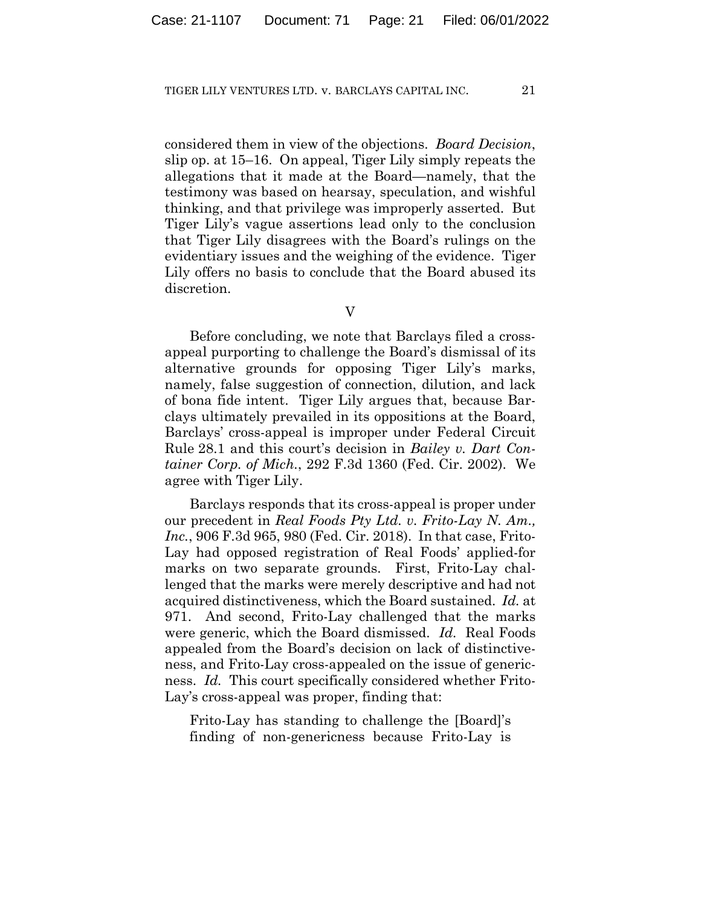considered them in view of the objections. *Board Decision*, slip op. at 15–16. On appeal, Tiger Lily simply repeats the allegations that it made at the Board—namely, that the testimony was based on hearsay, speculation, and wishful thinking, and that privilege was improperly asserted. But Tiger Lily's vague assertions lead only to the conclusion that Tiger Lily disagrees with the Board's rulings on the evidentiary issues and the weighing of the evidence. Tiger Lily offers no basis to conclude that the Board abused its discretion.

## V

Before concluding, we note that Barclays filed a cross-appeal purporting to challenge the Board's dismissal of its alternative grounds for opposing Tiger Lily's marks, namely, false suggestion of connection, dilution, and lack of bona fide intent. Tiger Lily argues that, because Barclays ultimately prevailed in its oppositions at the Board, Barclays' cross-appeal is improper under Federal Circuit Rule 28.1 and this court's decision in *Bailey v. Dart Container Corp. of Mich.*, 292 F.3d 1360 (Fed. Cir. 2002). We agree with Tiger Lily.

Barclays responds that its cross-appeal is proper under our precedent in *Real Foods Pty Ltd. v. Frito-Lay N. Am., Inc.*, 906 F.3d 965, 980 (Fed. Cir. 2018). In that case, Frito-Lay had opposed registration of Real Foods' applied-for marks on two separate grounds. First, Frito-Lay challenged that the marks were merely descriptive and had not acquired distinctiveness, which the Board sustained. *Id.* at 971. And second, Frito-Lay challenged that the marks were generic, which the Board dismissed. *Id.* Real Foods appealed from the Board's decision on lack of distinctiveness, and Frito-Lay cross-appealed on the issue of genericness. *Id.* This court specifically considered whether Frito-Lay's cross-appeal was proper, finding that:

> Frito-Lay has standing to challenge the [Board]'s finding of non-genericness because Frito-Lay is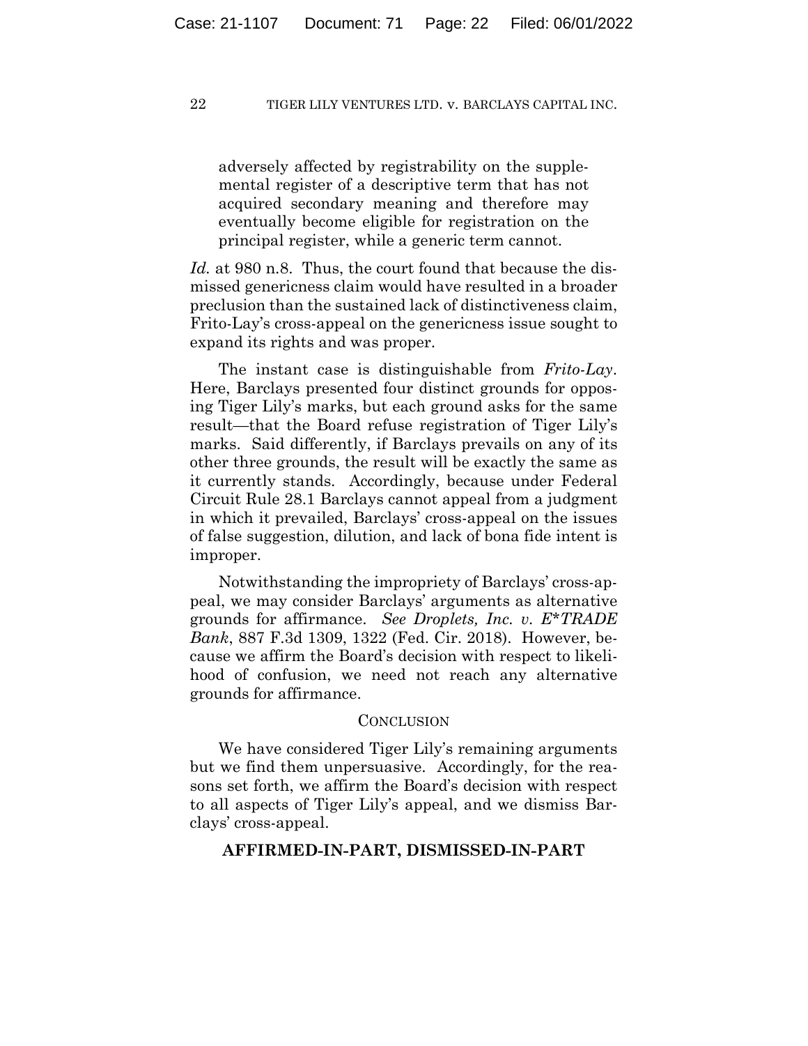> adversely affected by registrability on the supplemental register of a descriptive term that has not acquired secondary meaning and therefore may eventually become eligible for registration on the principal register, while a generic term cannot.

*Id.* at 980 n.8. Thus, the court found that because the dismissed genericness claim would have resulted in a broader preclusion than the sustained lack of distinctiveness claim, Frito-Lay's cross-appeal on the genericness issue sought to expand its rights and was proper.

The instant case is distinguishable from *Frito-Lay*. Here, Barclays presented four distinct grounds for opposing Tiger Lily's marks, but each ground asks for the same result—that the Board refuse registration of Tiger Lily's marks. Said differently, if Barclays prevails on any of its other three grounds, the result will be exactly the same as it currently stands. Accordingly, because under Federal Circuit Rule 28.1 Barclays cannot appeal from a judgment in which it prevailed, Barclays' cross-appeal on the issues of false suggestion, dilution, and lack of bona fide intent is improper.

Notwithstanding the impropriety of Barclays' cross-appeal, we may consider Barclays' arguments as alternative grounds for affirmance. *See Droplets, Inc. v. E*TRADE Bank*, 887 F.3d 1309, 1322 (Fed. Cir. 2018). However, because we affirm the Board's decision with respect to likelihood of confusion, we need not reach any alternative grounds for affirmance.

## CONCLUSION

We have considered Tiger Lily's remaining arguments but we find them unpersuasive. Accordingly, for the reasons set forth, we affirm the Board's decision with respect to all aspects of Tiger Lily's appeal, and we dismiss Barclays' cross-appeal.

**AFFIRMED-IN-PART, DISMISSED-IN-PART**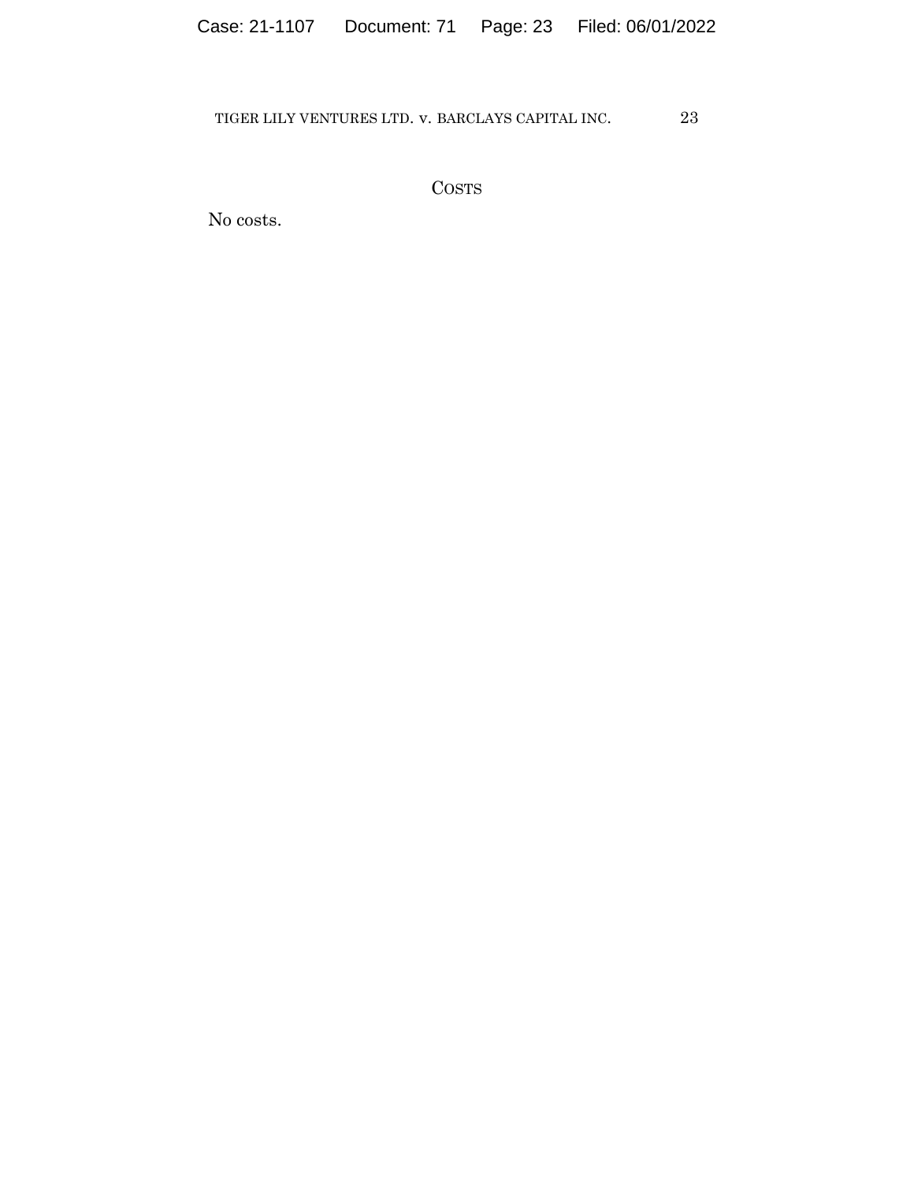## COSTS

No costs.